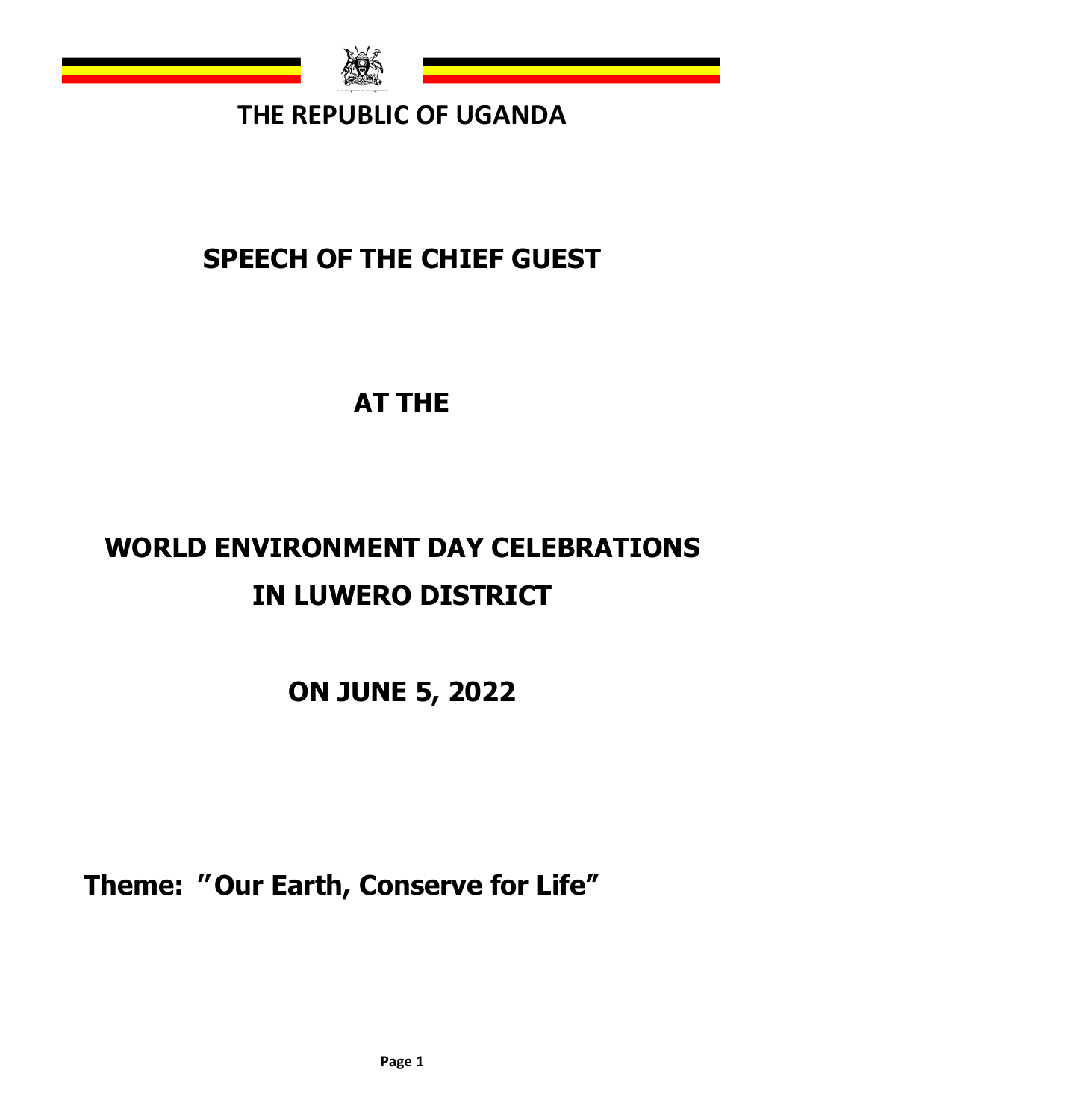# THE REPUBLIC OF UGANDA

# SPEECH OF THE CHIEF GUEST

# AT THE

# WORLD ENVIRONMENT DAY CELEBRATIONS IN LUWERO DISTRICT

# ON JUNE 5, 2022

**Theme: "Our Earth, Conserve for Life"**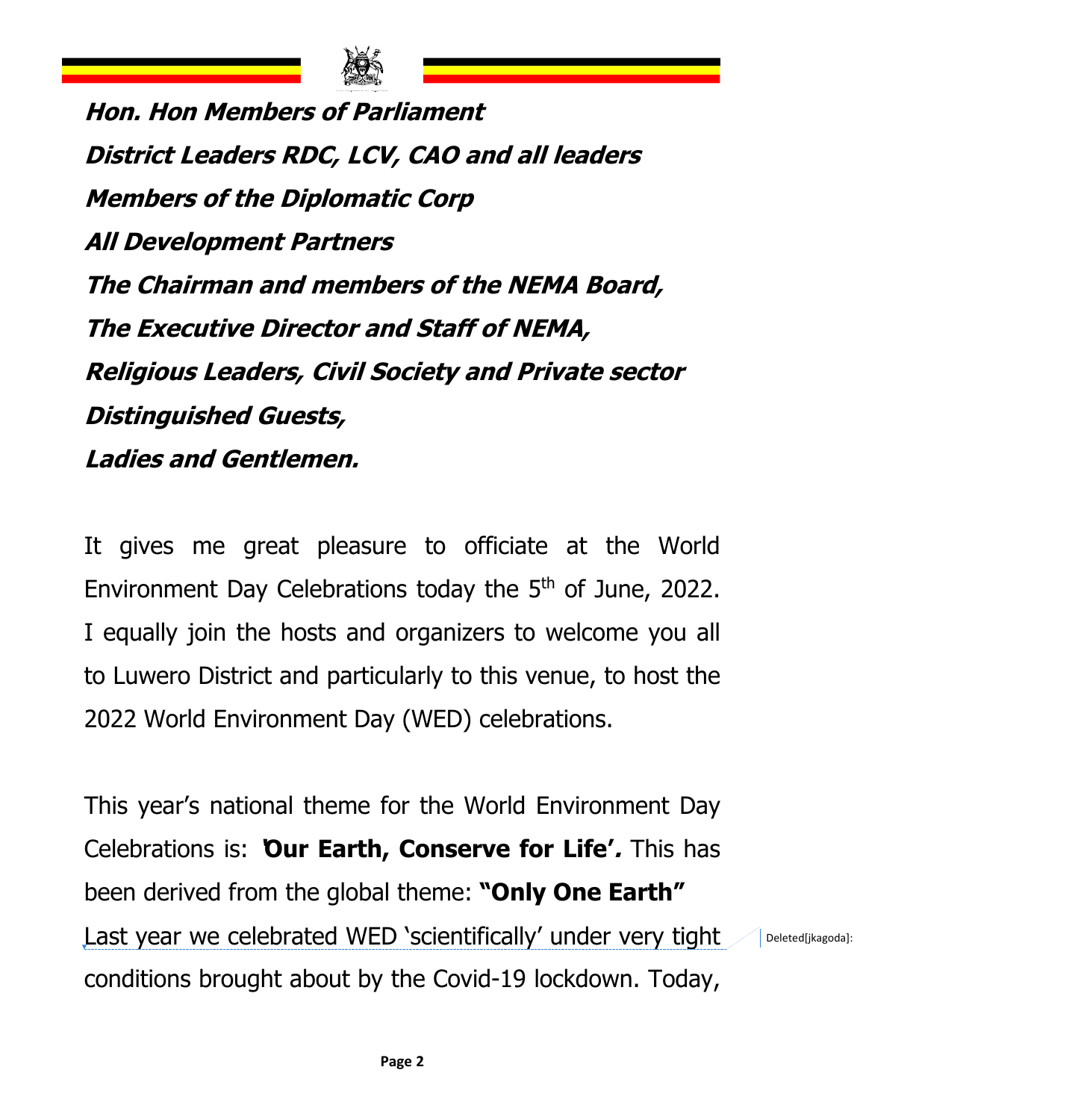***Hon. Hon Members of Parliament***

***District Leaders RDC, LCV, CAO and all leaders***

***Members of the Diplomatic Corp***

***All Development Partners***

***The Chairman and members of the NEMA Board,***

***The Executive Director and Staff of NEMA,***

***Religious Leaders, Civil Society and Private sector***

***Distinguished Guests,***

***Ladies and Gentlemen.***

It gives me great pleasure to officiate at the World Environment Day Celebrations today the 5th of June, 2022. I equally join the hosts and organizers to welcome you all to Luwero District and particularly to this venue, to host the 2022 World Environment Day (WED) celebrations.

This year's national theme for the World Environment Day Celebrations is: **'Our Earth, Conserve for Life'*.*** This has been derived from the global theme: **"Only One Earth"**

Last year we celebrated WED 'scientifically' under very tight conditions brought about by the Covid-19 lockdown. Today,

Deleted[jkagoda]: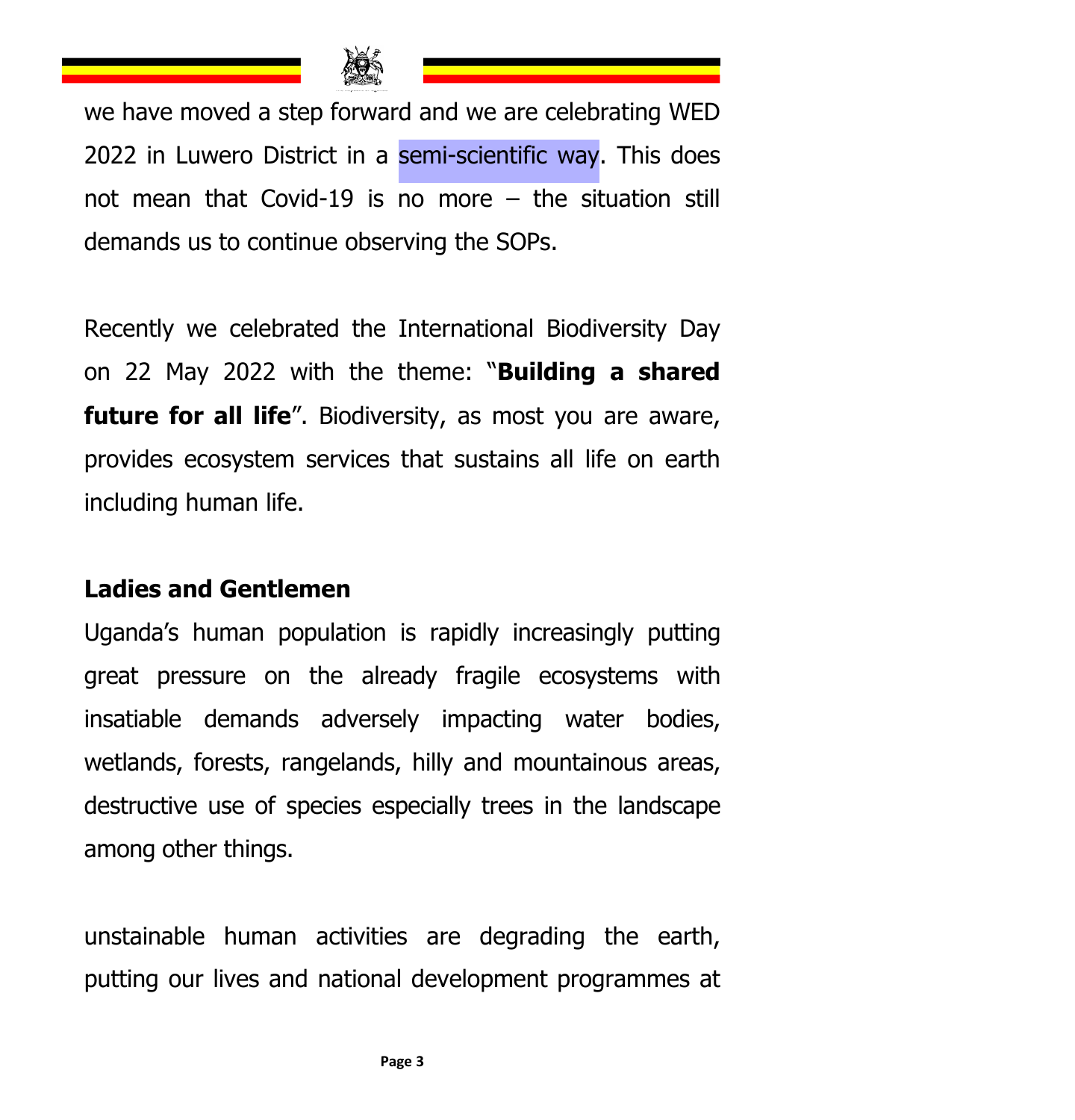we have moved a step forward and we are celebrating WED 2022 in Luwero District in a semi-scientific way. This does not mean that Covid-19 is no more – the situation still demands us to continue observing the SOPs.

Recently we celebrated the International Biodiversity Day on 22 May 2022 with the theme: "**Building a shared future for all life**". Biodiversity, as most you are aware, provides ecosystem services that sustains all life on earth including human life.

**Ladies and Gentlemen**

Uganda's human population is rapidly increasingly putting great pressure on the already fragile ecosystems with insatiable demands adversely impacting water bodies, wetlands, forests, rangelands, hilly and mountainous areas, destructive use of species especially trees in the landscape among other things.

unstainable human activities are degrading the earth, putting our lives and national development programmes at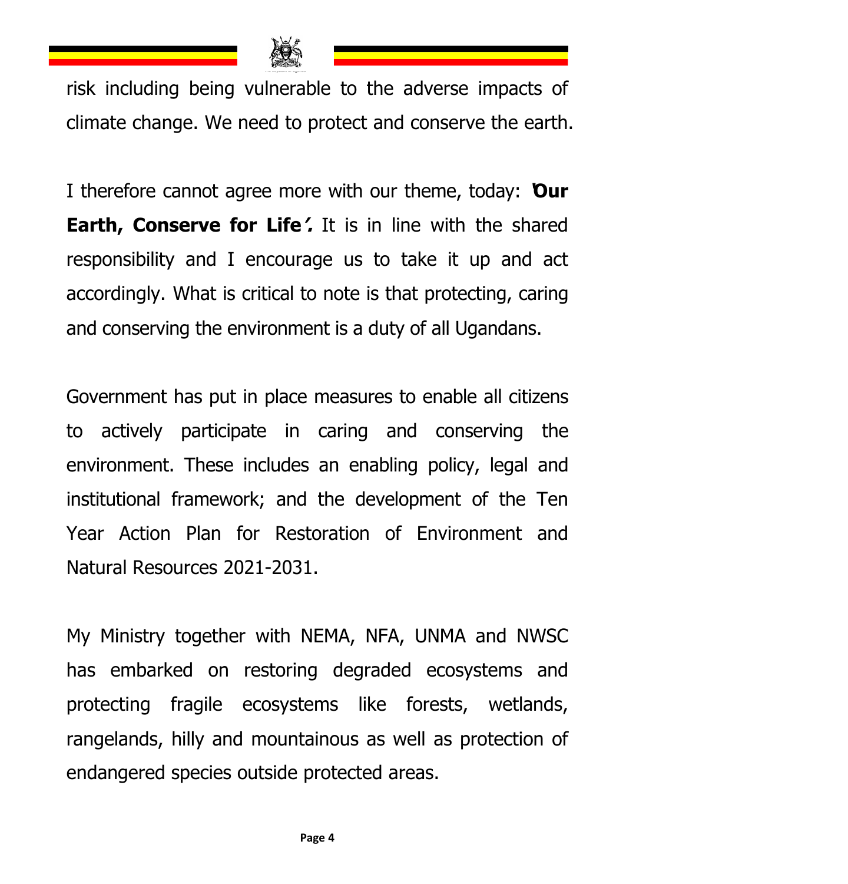risk including being vulnerable to the adverse impacts of climate change. We need to protect and conserve the earth.

I therefore cannot agree more with our theme, today: **'Our Earth, Conserve for Life'.** It is in line with the shared responsibility and I encourage us to take it up and act accordingly. What is critical to note is that protecting, caring and conserving the environment is a duty of all Ugandans.

Government has put in place measures to enable all citizens to actively participate in caring and conserving the environment. These includes an enabling policy, legal and institutional framework; and the development of the Ten Year Action Plan for Restoration of Environment and Natural Resources 2021-2031.

My Ministry together with NEMA, NFA, UNMA and NWSC has embarked on restoring degraded ecosystems and protecting fragile ecosystems like forests, wetlands, rangelands, hilly and mountainous as well as protection of endangered species outside protected areas.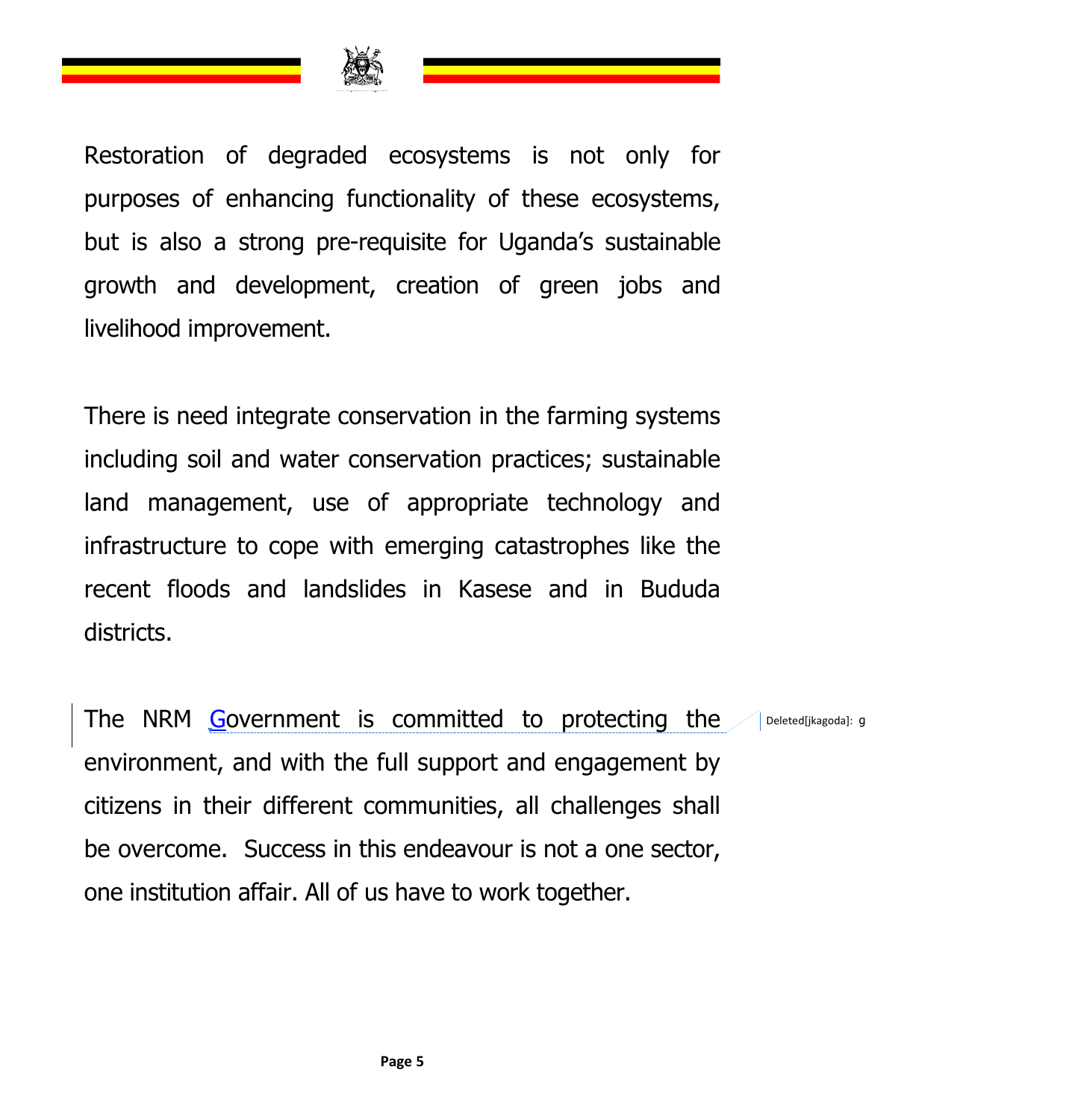Restoration of degraded ecosystems is not only for purposes of enhancing functionality of these ecosystems, but is also a strong pre-requisite for Uganda's sustainable growth and development, creation of green jobs and livelihood improvement.

There is need integrate conservation in the farming systems including soil and water conservation practices; sustainable land management, use of appropriate technology and infrastructure to cope with emerging catastrophes like the recent floods and landslides in Kasese and in Bududa districts.

The NRM Government is committed to protecting the environment, and with the full support and engagement by citizens in their different communities, all challenges shall be overcome. Success in this endeavour is not a one sector, one institution affair. All of us have to work together.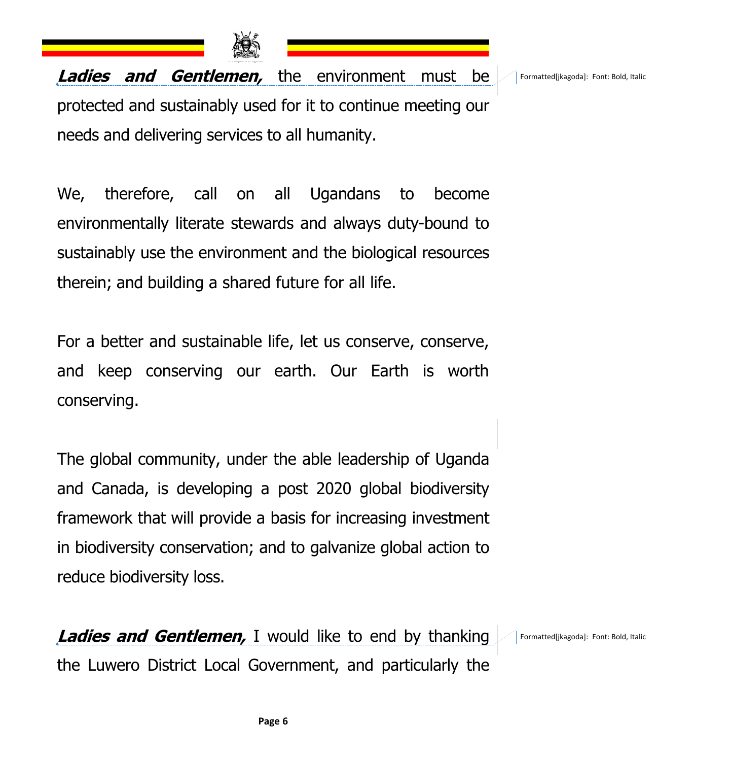***Ladies and Gentlemen,*** the environment must be protected and sustainably used for it to continue meeting our needs and delivering services to all humanity.

We, therefore, call on all Ugandans to become environmentally literate stewards and always duty-bound to sustainably use the environment and the biological resources therein; and building a shared future for all life.

For a better and sustainable life, let us conserve, conserve, and keep conserving our earth. Our Earth is worth conserving.

The global community, under the able leadership of Uganda and Canada, is developing a post 2020 global biodiversity framework that will provide a basis for increasing investment in biodiversity conservation; and to galvanize global action to reduce biodiversity loss.

***Ladies and Gentlemen,*** I would like to end by thanking the Luwero District Local Government, and particularly the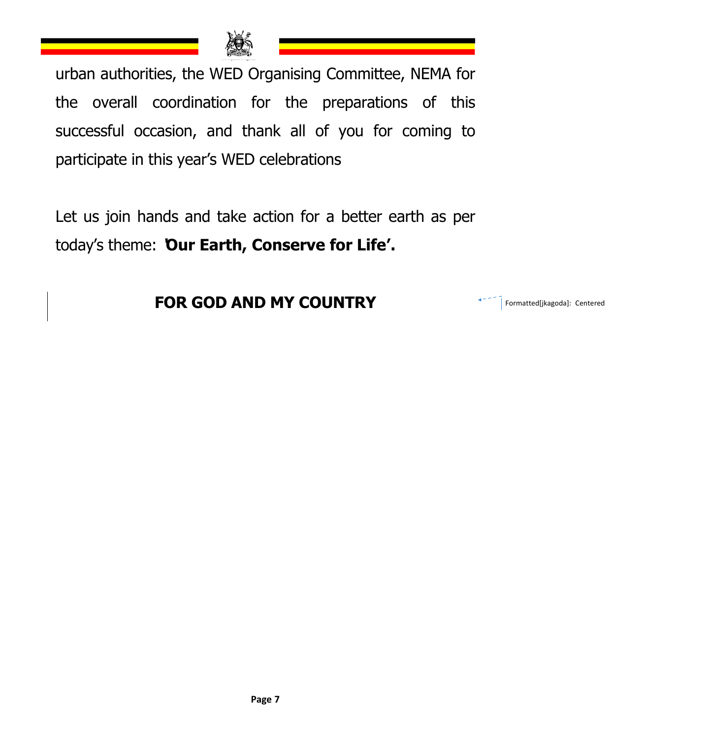urban authorities, the WED Organising Committee, NEMA for the overall coordination for the preparations of this successful occasion, and thank all of you for coming to participate in this year's WED celebrations

Let us join hands and take action for a better earth as per today's theme: **'Our Earth, Conserve for Life'.**

**FOR GOD AND MY COUNTRY**